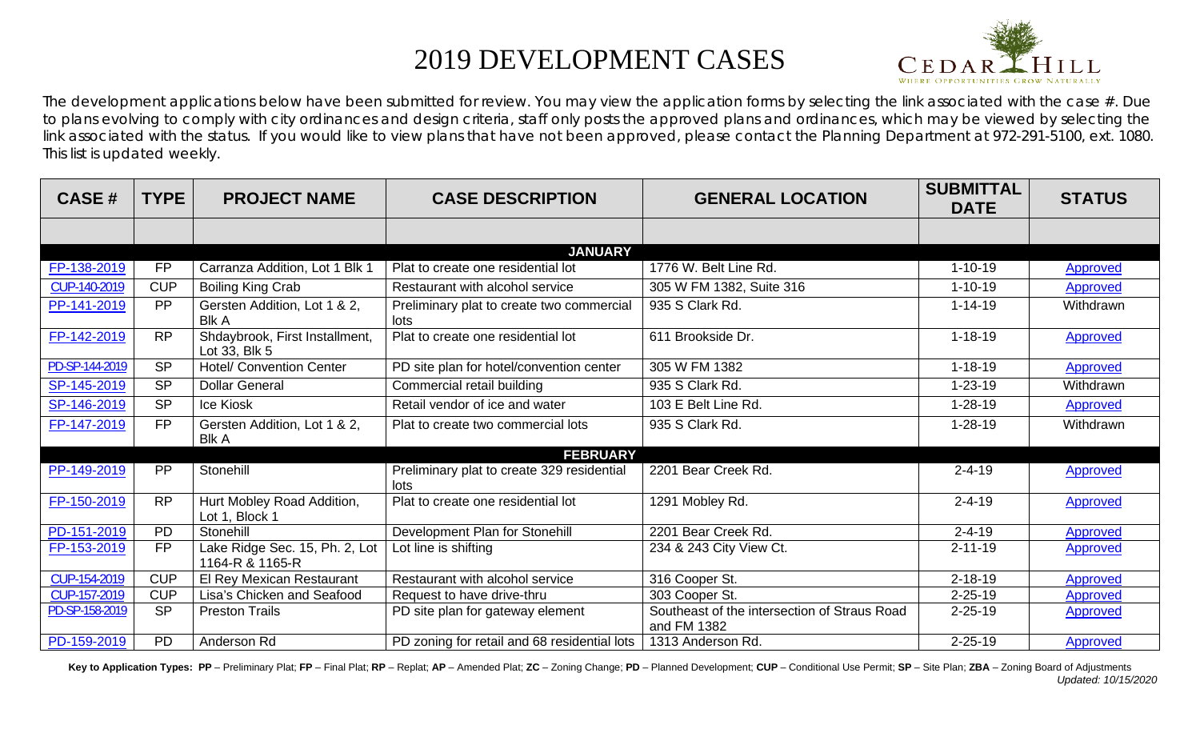# 2019 DEVELOPMENT CASES

CEDAR HILL
WHERE OPPORTUNITIES GROW NATURALLY

The development applications below have been submitted for review. You may view the application forms by selecting the link associated with the case #. Due to plans evolving to comply with city ordinances and design criteria, staff only posts the approved plans and ordinances, which may be viewed by selecting the link associated with the status. If you would like to view plans that have not been approved, please contact the Planning Department at 972-291-5100, ext. 1080. This list is updated weekly.

| CASE # | TYPE | PROJECT NAME | CASE DESCRIPTION | GENERAL LOCATION | SUBMITTAL DATE | STATUS |
|---|---|---|---|---|---|---|
| | | | | | | |
| | | | **JANUARY** | | | |
| FP-138-2019 | FP | Carranza Addition, Lot 1 Blk 1 | Plat to create one residential lot | 1776 W. Belt Line Rd. | 1-10-19 | Approved |
| CUP-140-2019 | CUP | Boiling King Crab | Restaurant with alcohol service | 305 W FM 1382, Suite 316 | 1-10-19 | Approved |
| PP-141-2019 | PP | Gersten Addition, Lot 1 & 2, Blk A | Preliminary plat to create two commercial lots | 935 S Clark Rd. | 1-14-19 | Withdrawn |
| FP-142-2019 | RP | Shdaybrook, First Installment, Lot 33, Blk 5 | Plat to create one residential lot | 611 Brookside Dr. | 1-18-19 | Approved |
| PD-SP-144-2019 | SP | Hotel/ Convention Center | PD site plan for hotel/convention center | 305 W FM 1382 | 1-18-19 | Approved |
| SP-145-2019 | SP | Dollar General | Commercial retail building | 935 S Clark Rd. | 1-23-19 | Withdrawn |
| SP-146-2019 | SP | Ice Kiosk | Retail vendor of ice and water | 103 E Belt Line Rd. | 1-28-19 | Approved |
| FP-147-2019 | FP | Gersten Addition, Lot 1 & 2, Blk A | Plat to create two commercial lots | 935 S Clark Rd. | 1-28-19 | Withdrawn |
| | | | **FEBRUARY** | | | |
| PP-149-2019 | PP | Stonehill | Preliminary plat to create 329 residential lots | 2201 Bear Creek Rd. | 2-4-19 | Approved |
| FP-150-2019 | RP | Hurt Mobley Road Addition, Lot 1, Block 1 | Plat to create one residential lot | 1291 Mobley Rd. | 2-4-19 | Approved |
| PD-151-2019 | PD | Stonehill | Development Plan for Stonehill | 2201 Bear Creek Rd. | 2-4-19 | Approved |
| FP-153-2019 | FP | Lake Ridge Sec. 15, Ph. 2, Lot 1164-R & 1165-R | Lot line is shifting | 234 & 243 City View Ct. | 2-11-19 | Approved |
| CUP-154-2019 | CUP | El Rey Mexican Restaurant | Restaurant with alcohol service | 316 Cooper St. | 2-18-19 | Approved |
| CUP-157-2019 | CUP | Lisa's Chicken and Seafood | Request to have drive-thru | 303 Cooper St. | 2-25-19 | Approved |
| PD-SP-158-2019 | SP | Preston Trails | PD site plan for gateway element | Southeast of the intersection of Straus Road and FM 1382 | 2-25-19 | Approved |
| PD-159-2019 | PD | Anderson Rd | PD zoning for retail and 68 residential lots | 1313 Anderson Rd. | 2-25-19 | Approved |

**Key to Application Types: PP** – Preliminary Plat; **FP** – Final Plat; **RP** – Replat; **AP** – Amended Plat; **ZC** – Zoning Change; **PD** – Planned Development; **CUP** – Conditional Use Permit; **SP** – Site Plan; **ZBA** – Zoning Board of Adjustments

*Updated: 10/15/2020*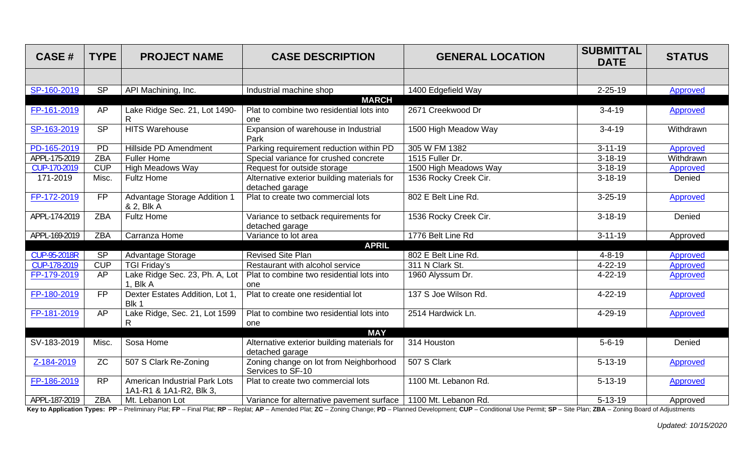| CASE # | TYPE | PROJECT NAME | CASE DESCRIPTION | GENERAL LOCATION | SUBMITTAL DATE | STATUS |
|---|---|---|---|---|---|---|
| | | | | | | |
| SP-160-2019 | SP | API Machining, Inc. | Industrial machine shop | 1400 Edgefield Way | 2-25-19 | Approved |
| | | | **MARCH** | | | |
| FP-161-2019 | AP | Lake Ridge Sec. 21, Lot 1490-R | Plat to combine two residential lots into one | 2671 Creekwood Dr | 3-4-19 | Approved |
| SP-163-2019 | SP | HITS Warehouse | Expansion of warehouse in Industrial Park | 1500 High Meadow Way | 3-4-19 | Withdrawn |
| PD-165-2019 | PD | Hillside PD Amendment | Parking requirement reduction within PD | 305 W FM 1382 | 3-11-19 | Approved |
| APPL-175-2019 | ZBA | Fuller Home | Special variance for crushed concrete | 1515 Fuller Dr. | 3-18-19 | Withdrawn |
| CUP-170-2019 | CUP | High Meadows Way | Request for outside storage | 1500 High Meadows Way | 3-18-19 | Approved |
| 171-2019 | Misc. | Fultz Home | Alternative exterior building materials for detached garage | 1536 Rocky Creek Cir. | 3-18-19 | Denied |
| FP-172-2019 | FP | Advantage Storage Addition 1 & 2, Blk A | Plat to create two commercial lots | 802 E Belt Line Rd. | 3-25-19 | Approved |
| APPL-174-2019 | ZBA | Fultz Home | Variance to setback requirements for detached garage | 1536 Rocky Creek Cir. | 3-18-19 | Denied |
| APPL-169-2019 | ZBA | Carranza Home | Variance to lot area | 1776 Belt Line Rd | 3-11-19 | Approved |
| | | | **APRIL** | | | |
| CUP-95-2018R | SP | Advantage Storage | Revised Site Plan | 802 E Belt Line Rd. | 4-8-19 | Approved |
| CUP-178-2019 | CUP | TGI Friday's | Restaurant with alcohol service | 311 N Clark St. | 4-22-19 | Approved |
| FP-179-2019 | AP | Lake Ridge Sec. 23, Ph. A, Lot 1, Blk A | Plat to combine two residential lots into one | 1960 Alyssum Dr. | 4-22-19 | Approved |
| FP-180-2019 | FP | Dexter Estates Addition, Lot 1, Blk 1 | Plat to create one residential lot | 137 S Joe Wilson Rd. | 4-22-19 | Approved |
| FP-181-2019 | AP | Lake Ridge, Sec. 21, Lot 1599 R | Plat to combine two residential lots into one | 2514 Hardwick Ln. | 4-29-19 | Approved |
| | | | **MAY** | | | |
| SV-183-2019 | Misc. | Sosa Home | Alternative exterior building materials for detached garage | 314 Houston | 5-6-19 | Denied |
| Z-184-2019 | ZC | 507 S Clark Re-Zoning | Zoning change on lot from Neighborhood Services to SF-10 | 507 S Clark | 5-13-19 | Approved |
| FP-186-2019 | RP | American Industrial Park Lots 1A1-R1 & 1A1-R2, Blk 3, | Plat to create two commercial lots | 1100 Mt. Lebanon Rd. | 5-13-19 | Approved |
| APPL-187-2019 | ZBA | Mt. Lebanon Lot | Variance for alternative pavement surface | 1100 Mt. Lebanon Rd. | 5-13-19 | Approved |

**Key to Application Types: PP** – Preliminary Plat; **FP** – Final Plat; **RP** – Replat; **AP** – Amended Plat; **ZC** – Zoning Change; **PD** – Planned Development; **CUP** – Conditional Use Permit; **SP** – Site Plan; **ZBA** – Zoning Board of Adjustments

*Updated: 10/15/2020*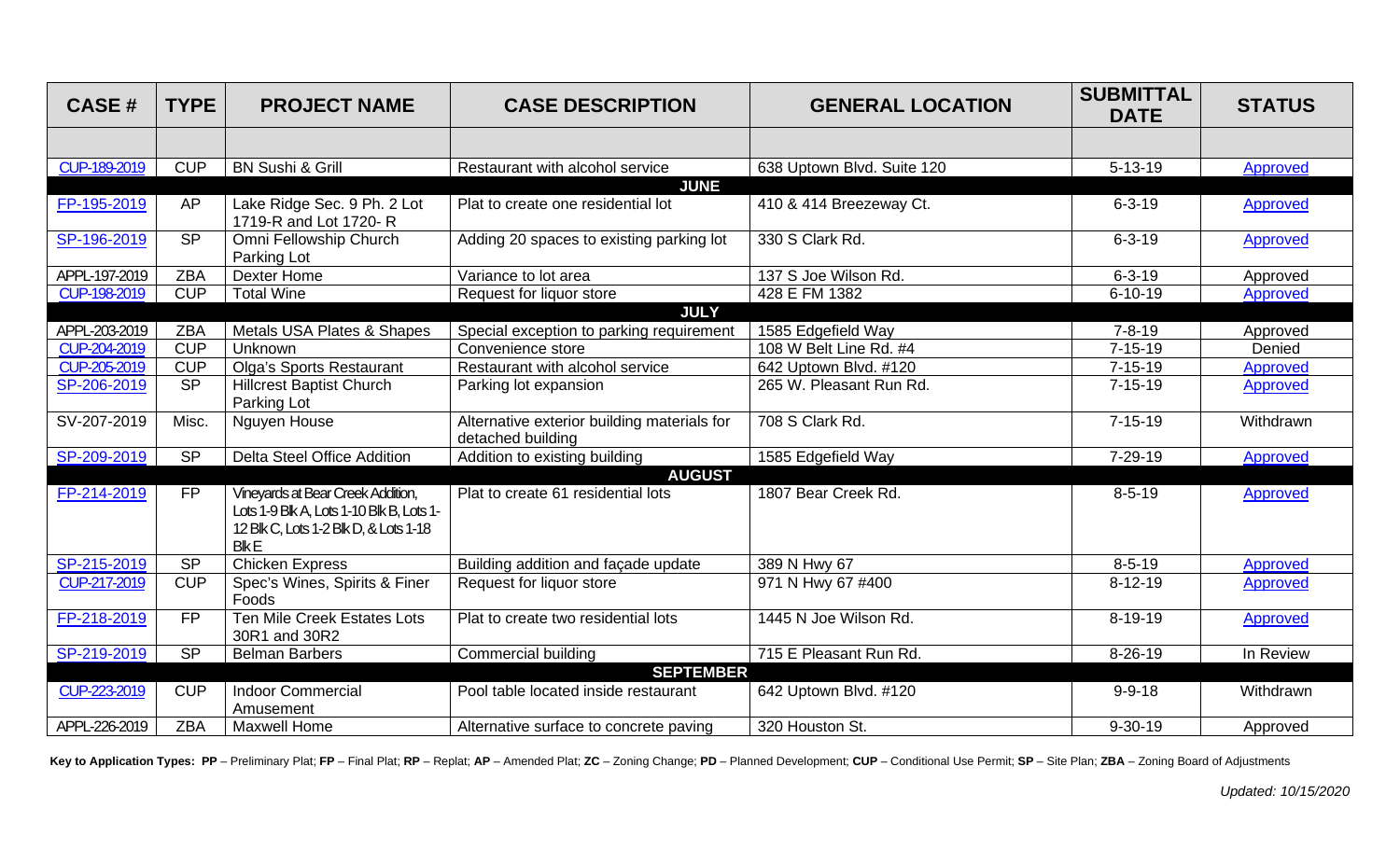| CASE # | TYPE | PROJECT NAME | CASE DESCRIPTION | GENERAL LOCATION | SUBMITTAL DATE | STATUS |
|---|---|---|---|---|---|---|
| | | | | | | |
| CUP-189-2019 | CUP | BN Sushi & Grill | Restaurant with alcohol service | 638 Uptown Blvd. Suite 120 | 5-13-19 | Approved |
| **JUNE** | | | | | | |
| FP-195-2019 | AP | Lake Ridge Sec. 9 Ph. 2 Lot 1719-R and Lot 1720- R | Plat to create one residential lot | 410 & 414 Breezeway Ct. | 6-3-19 | Approved |
| SP-196-2019 | SP | Omni Fellowship Church Parking Lot | Adding 20 spaces to existing parking lot | 330 S Clark Rd. | 6-3-19 | Approved |
| APPL-197-2019 | ZBA | Dexter Home | Variance to lot area | 137 S Joe Wilson Rd. | 6-3-19 | Approved |
| CUP-198-2019 | CUP | Total Wine | Request for liquor store | 428 E FM 1382 | 6-10-19 | Approved |
| **JULY** | | | | | | |
| APPL-203-2019 | ZBA | Metals USA Plates & Shapes | Special exception to parking requirement | 1585 Edgefield Way | 7-8-19 | Approved |
| CUP-204-2019 | CUP | Unknown | Convenience store | 108 W Belt Line Rd. #4 | 7-15-19 | Denied |
| CUP-205-2019 | CUP | Olga's Sports Restaurant | Restaurant with alcohol service | 642 Uptown Blvd. #120 | 7-15-19 | Approved |
| SP-206-2019 | SP | Hillcrest Baptist Church Parking Lot | Parking lot expansion | 265 W. Pleasant Run Rd. | 7-15-19 | Approved |
| SV-207-2019 | Misc. | Nguyen House | Alternative exterior building materials for detached building | 708 S Clark Rd. | 7-15-19 | Withdrawn |
| SP-209-2019 | SP | Delta Steel Office Addition | Addition to existing building | 1585 Edgefield Way | 7-29-19 | Approved |
| **AUGUST** | | | | | | |
| FP-214-2019 | FP | Vineyards at Bear Creek Addition, Lots 1-9 Blk A, Lots 1-10 Blk B, Lots 1-12 Blk C, Lots 1-2 Blk D, & Lots 1-18 Blk E | Plat to create 61 residential lots | 1807 Bear Creek Rd. | 8-5-19 | Approved |
| SP-215-2019 | SP | Chicken Express | Building addition and façade update | 389 N Hwy 67 | 8-5-19 | Approved |
| CUP-217-2019 | CUP | Spec's Wines, Spirits & Finer Foods | Request for liquor store | 971 N Hwy 67 #400 | 8-12-19 | Approved |
| FP-218-2019 | FP | Ten Mile Creek Estates Lots 30R1 and 30R2 | Plat to create two residential lots | 1445 N Joe Wilson Rd. | 8-19-19 | Approved |
| SP-219-2019 | SP | Belman Barbers | Commercial building | 715 E Pleasant Run Rd. | 8-26-19 | In Review |
| **SEPTEMBER** | | | | | | |
| CUP-223-2019 | CUP | Indoor Commercial Amusement | Pool table located inside restaurant | 642 Uptown Blvd. #120 | 9-9-18 | Withdrawn |
| APPL-226-2019 | ZBA | Maxwell Home | Alternative surface to concrete paving | 320 Houston St. | 9-30-19 | Approved |

**Key to Application Types: PP** – Preliminary Plat; **FP** – Final Plat; **RP** – Replat; **AP** – Amended Plat; **ZC** – Zoning Change; **PD** – Planned Development; **CUP** – Conditional Use Permit; **SP** – Site Plan; **ZBA** – Zoning Board of Adjustments

*Updated: 10/15/2020*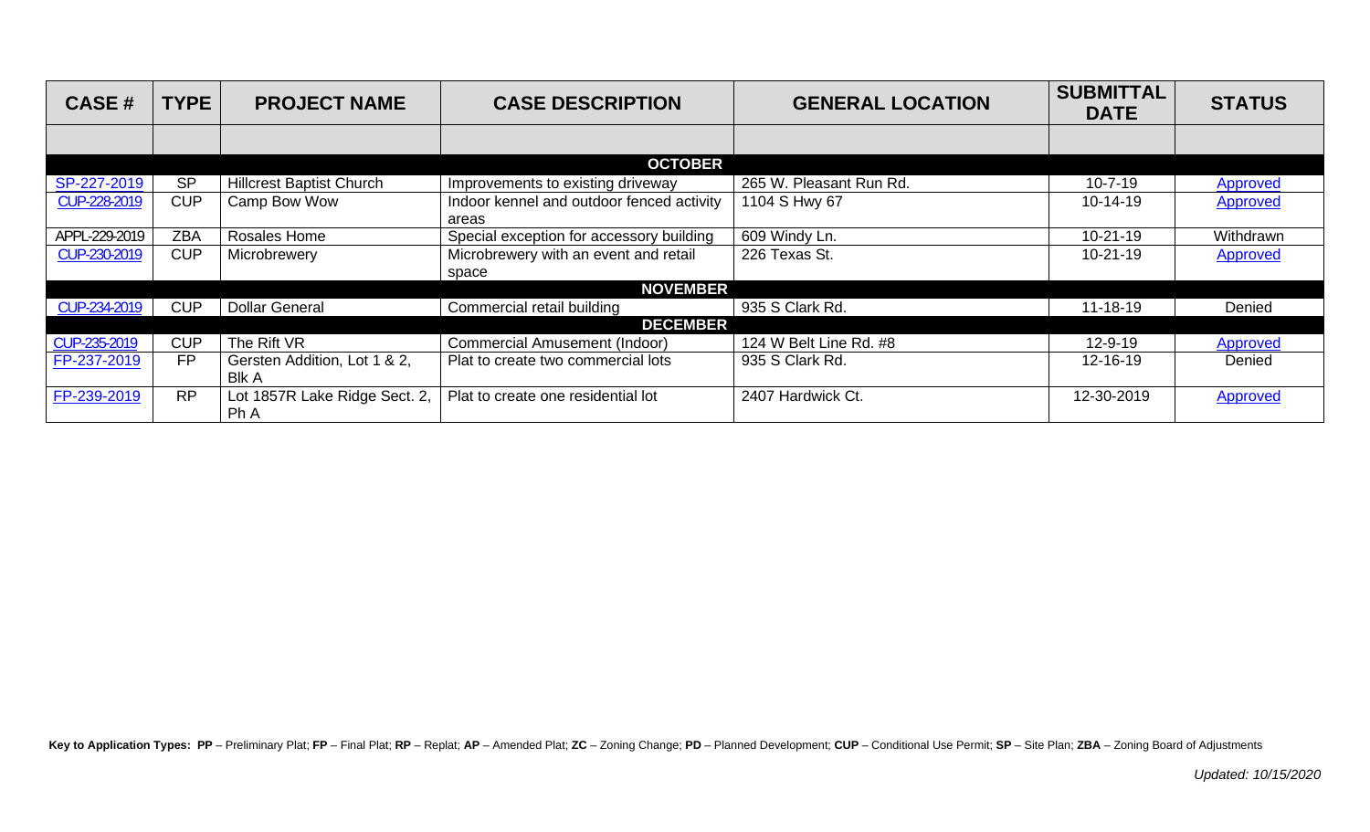| CASE # | TYPE | PROJECT NAME | CASE DESCRIPTION | GENERAL LOCATION | SUBMITTAL DATE | STATUS |
|---|---|---|---|---|---|---|
| | | | | | | |
| | | | **OCTOBER** | | | |
| SP-227-2019 | SP | Hillcrest Baptist Church | Improvements to existing driveway | 265 W. Pleasant Run Rd. | 10-7-19 | Approved |
| CUP-228-2019 | CUP | Camp Bow Wow | Indoor kennel and outdoor fenced activity areas | 1104 S Hwy 67 | 10-14-19 | Approved |
| APPL-229-2019 | ZBA | Rosales Home | Special exception for accessory building | 609 Windy Ln. | 10-21-19 | Withdrawn |
| CUP-230-2019 | CUP | Microbrewery | Microbrewery with an event and retail space | 226 Texas St. | 10-21-19 | Approved |
| | | | **NOVEMBER** | | | |
| CUP-234-2019 | CUP | Dollar General | Commercial retail building | 935 S Clark Rd. | 11-18-19 | Denied |
| | | | **DECEMBER** | | | |
| CUP-235-2019 | CUP | The Rift VR | Commercial Amusement (Indoor) | 124 W Belt Line Rd. #8 | 12-9-19 | Approved |
| FP-237-2019 | FP | Gersten Addition, Lot 1 & 2, Blk A | Plat to create two commercial lots | 935 S Clark Rd. | 12-16-19 | Denied |
| FP-239-2019 | RP | Lot 1857R Lake Ridge Sect. 2, Ph A | Plat to create one residential lot | 2407 Hardwick Ct. | 12-30-2019 | Approved |

**Key to Application Types: PP** – Preliminary Plat; **FP** – Final Plat; **RP** – Replat; **AP** – Amended Plat; **ZC** – Zoning Change; **PD** – Planned Development; **CUP** – Conditional Use Permit; **SP** – Site Plan; **ZBA** – Zoning Board of Adjustments

*Updated: 10/15/2020*